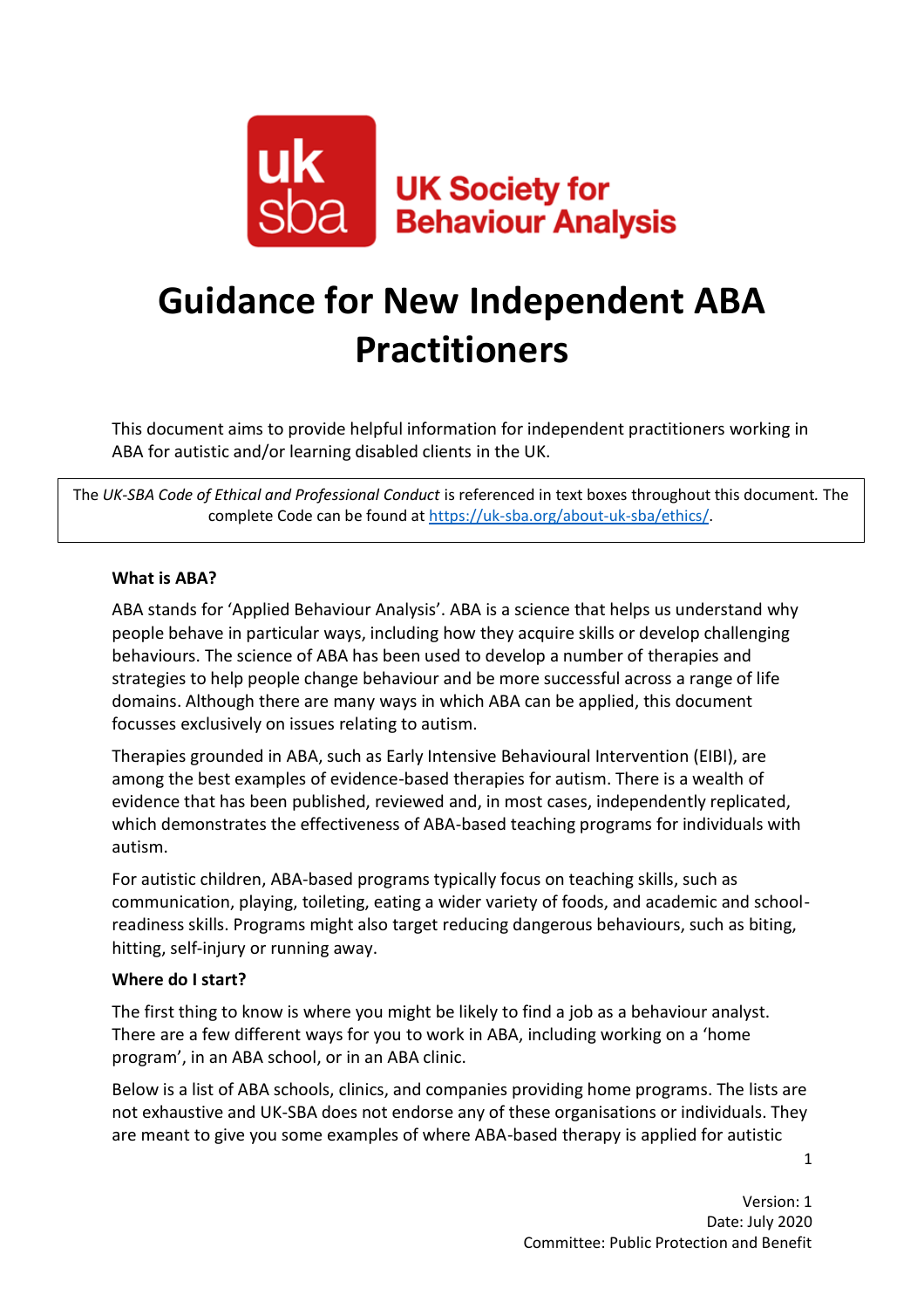UK Society for Behaviour Analysis

# Guidance for New Independent ABA Practitioners

This document aims to provide helpful information for independent practitioners working in ABA for autistic and/or learning disabled clients in the UK.

The *UK-SBA Code of Ethical and Professional Conduct* is referenced in text boxes throughout this document. The complete Code can be found at https://uk-sba.org/about-uk-sba/ethics/.

**What is ABA?**

ABA stands for 'Applied Behaviour Analysis'. ABA is a science that helps us understand why people behave in particular ways, including how they acquire skills or develop challenging behaviours. The science of ABA has been used to develop a number of therapies and strategies to help people change behaviour and be more successful across a range of life domains. Although there are many ways in which ABA can be applied, this document focusses exclusively on issues relating to autism.

Therapies grounded in ABA, such as Early Intensive Behavioural Intervention (EIBI), are among the best examples of evidence-based therapies for autism. There is a wealth of evidence that has been published, reviewed and, in most cases, independently replicated, which demonstrates the effectiveness of ABA-based teaching programs for individuals with autism.

For autistic children, ABA-based programs typically focus on teaching skills, such as communication, playing, toileting, eating a wider variety of foods, and academic and school-readiness skills. Programs might also target reducing dangerous behaviours, such as biting, hitting, self-injury or running away.

**Where do I start?**

The first thing to know is where you might be likely to find a job as a behaviour analyst. There are a few different ways for you to work in ABA, including working on a 'home program', in an ABA school, or in an ABA clinic.

Below is a list of ABA schools, clinics, and companies providing home programs. The lists are not exhaustive and UK-SBA does not endorse any of these organisations or individuals. They are meant to give you some examples of where ABA-based therapy is applied for autistic

Version: 1
Date: July 2020
Committee: Public Protection and Benefit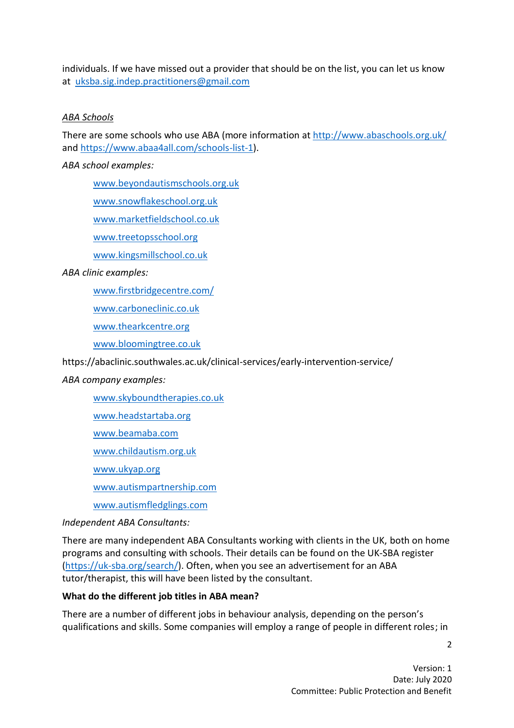individuals. If we have missed out a provider that should be on the list, you can let us know at uksba.sig.indep.practitioners@gmail.com

*ABA Schools*

There are some schools who use ABA (more information at http://www.abaschools.org.uk/ and https://www.abaa4all.com/schools-list-1).

*ABA school examples:*

- www.beyondautismschools.org.uk
- www.snowflakeschool.org.uk
- www.marketfieldschool.co.uk
- www.treetopsschool.org
- www.kingsmillschool.co.uk

*ABA clinic examples:*

- www.firstbridgecentre.com/
- www.carboneclinic.co.uk
- www.thearkcentre.org
- www.bloomingtree.co.uk

https://abaclinic.southwales.ac.uk/clinical-services/early-intervention-service/

*ABA company examples:*

- www.skyboundtherapies.co.uk
- www.headstartaba.org
- www.beamaba.com
- www.childautism.org.uk
- www.ukyap.org
- www.autismpartnership.com
- www.autismfledglings.com

*Independent ABA Consultants:*

There are many independent ABA Consultants working with clients in the UK, both on home programs and consulting with schools. Their details can be found on the UK-SBA register (https://uk-sba.org/search/). Often, when you see an advertisement for an ABA tutor/therapist, this will have been listed by the consultant.

**What do the different job titles in ABA mean?**

There are a number of different jobs in behaviour analysis, depending on the person's qualifications and skills. Some companies will employ a range of people in different roles; in

Version: 1
Date: July 2020
Committee: Public Protection and Benefit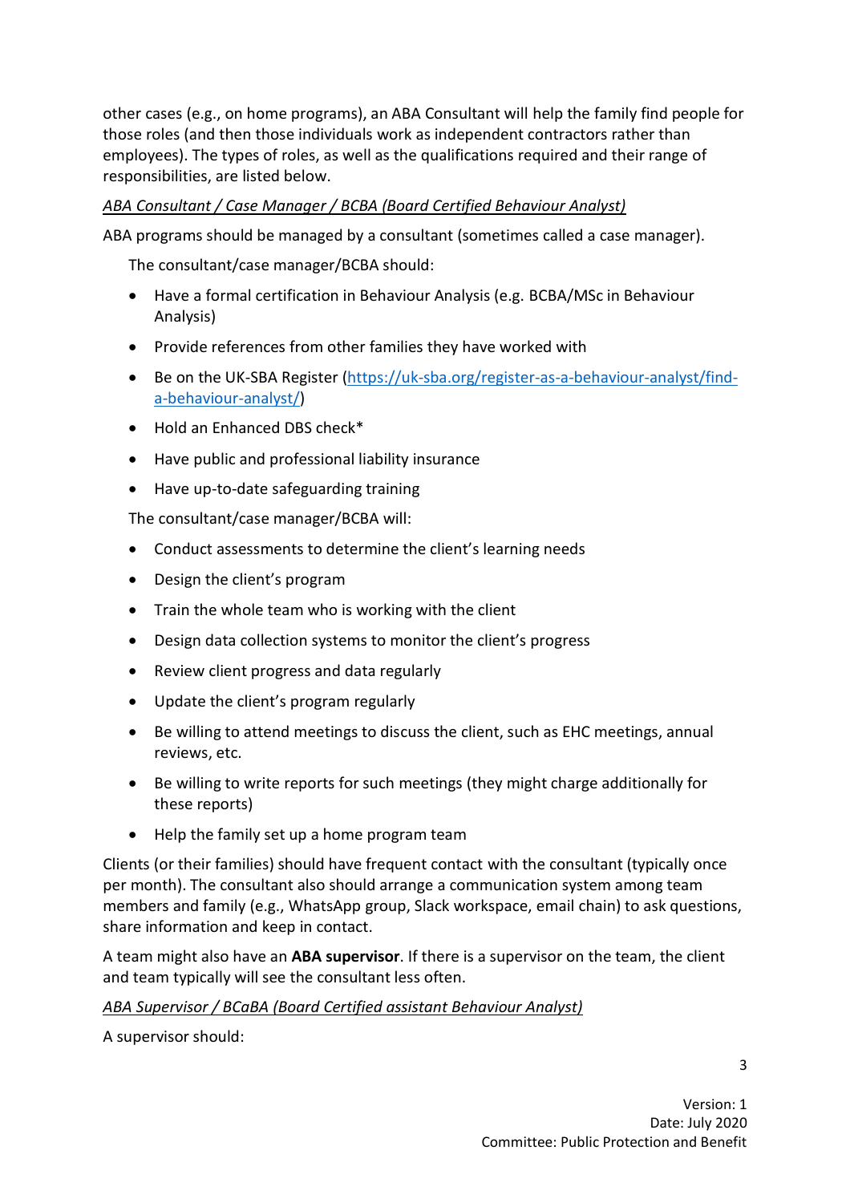other cases (e.g., on home programs), an ABA Consultant will help the family find people for those roles (and then those individuals work as independent contractors rather than employees). The types of roles, as well as the qualifications required and their range of responsibilities, are listed below.

*ABA Consultant / Case Manager / BCBA (Board Certified Behaviour Analyst)*

ABA programs should be managed by a consultant (sometimes called a case manager).

The consultant/case manager/BCBA should:

- Have a formal certification in Behaviour Analysis (e.g. BCBA/MSc in Behaviour Analysis)
- Provide references from other families they have worked with
- Be on the UK-SBA Register (https://uk-sba.org/register-as-a-behaviour-analyst/find-a-behaviour-analyst/)
- Hold an Enhanced DBS check*
- Have public and professional liability insurance
- Have up-to-date safeguarding training

The consultant/case manager/BCBA will:

- Conduct assessments to determine the client's learning needs
- Design the client's program
- Train the whole team who is working with the client
- Design data collection systems to monitor the client's progress
- Review client progress and data regularly
- Update the client's program regularly
- Be willing to attend meetings to discuss the client, such as EHC meetings, annual reviews, etc.
- Be willing to write reports for such meetings (they might charge additionally for these reports)
- Help the family set up a home program team

Clients (or their families) should have frequent contact with the consultant (typically once per month). The consultant also should arrange a communication system among team members and family (e.g., WhatsApp group, Slack workspace, email chain) to ask questions, share information and keep in contact.

A team might also have an **ABA supervisor**. If there is a supervisor on the team, the client and team typically will see the consultant less often.

*ABA Supervisor / BCaBA (Board Certified assistant Behaviour Analyst)*

A supervisor should: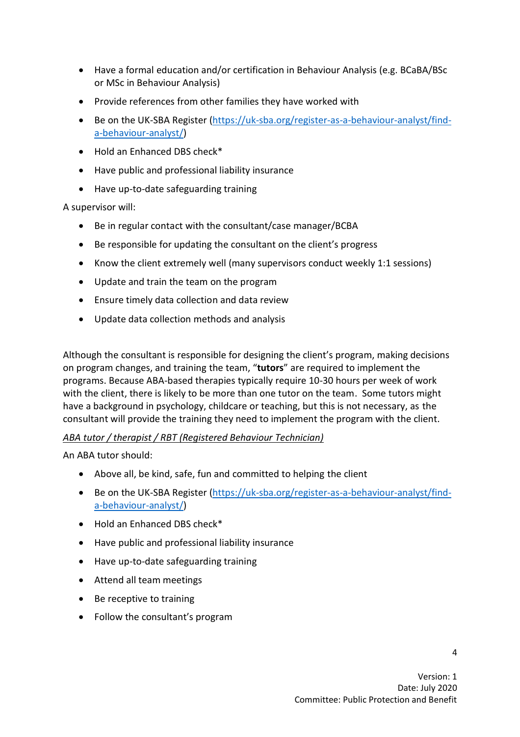- Have a formal education and/or certification in Behaviour Analysis (e.g. BCaBA/BSc or MSc in Behaviour Analysis)
- Provide references from other families they have worked with
- Be on the UK-SBA Register (https://uk-sba.org/register-as-a-behaviour-analyst/find-a-behaviour-analyst/)
- Hold an Enhanced DBS check*
- Have public and professional liability insurance
- Have up-to-date safeguarding training

A supervisor will:

- Be in regular contact with the consultant/case manager/BCBA
- Be responsible for updating the consultant on the client's progress
- Know the client extremely well (many supervisors conduct weekly 1:1 sessions)
- Update and train the team on the program
- Ensure timely data collection and data review
- Update data collection methods and analysis

Although the consultant is responsible for designing the client's program, making decisions on program changes, and training the team, "**tutors**" are required to implement the programs. Because ABA-based therapies typically require 10-30 hours per week of work with the client, there is likely to be more than one tutor on the team. Some tutors might have a background in psychology, childcare or teaching, but this is not necessary, as the consultant will provide the training they need to implement the program with the client.

*ABA tutor / therapist / RBT (Registered Behaviour Technician)*

An ABA tutor should:

- Above all, be kind, safe, fun and committed to helping the client
- Be on the UK-SBA Register (https://uk-sba.org/register-as-a-behaviour-analyst/find-a-behaviour-analyst/)
- Hold an Enhanced DBS check*
- Have public and professional liability insurance
- Have up-to-date safeguarding training
- Attend all team meetings
- Be receptive to training
- Follow the consultant's program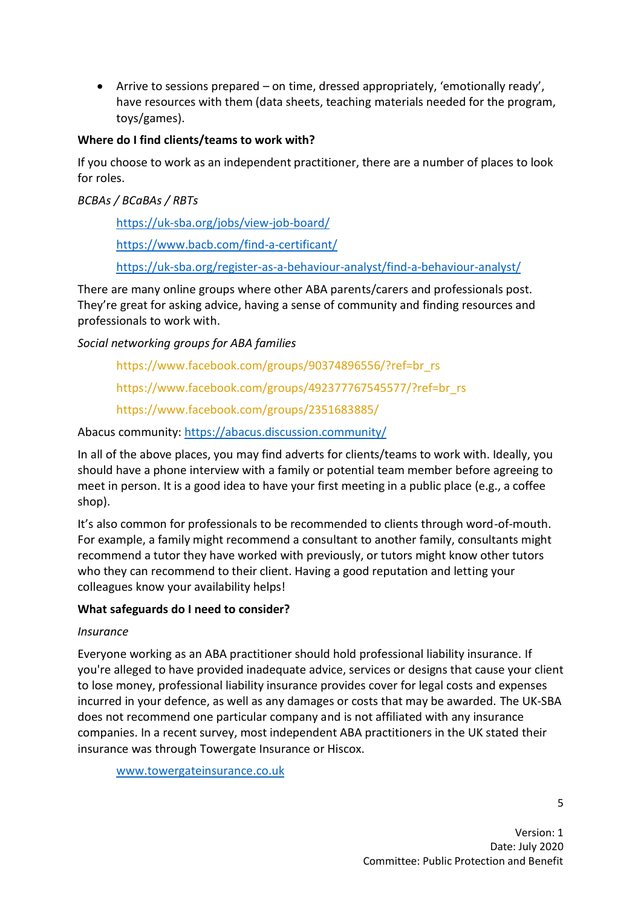- Arrive to sessions prepared – on time, dressed appropriately, 'emotionally ready', have resources with them (data sheets, teaching materials needed for the program, toys/games).

**Where do I find clients/teams to work with?**

If you choose to work as an independent practitioner, there are a number of places to look for roles.

*BCBAs / BCaBAs / RBTs*

> https://uk-sba.org/jobs/view-job-board/
>
> https://www.bacb.com/find-a-certificant/
>
> https://uk-sba.org/register-as-a-behaviour-analyst/find-a-behaviour-analyst/

There are many online groups where other ABA parents/carers and professionals post. They're great for asking advice, having a sense of community and finding resources and professionals to work with.

*Social networking groups for ABA families*

> https://www.facebook.com/groups/90374896556/?ref=br_rs
>
> https://www.facebook.com/groups/492377767545577/?ref=br_rs
>
> https://www.facebook.com/groups/2351683885/

Abacus community: https://abacus.discussion.community/

In all of the above places, you may find adverts for clients/teams to work with. Ideally, you should have a phone interview with a family or potential team member before agreeing to meet in person. It is a good idea to have your first meeting in a public place (e.g., a coffee shop).

It's also common for professionals to be recommended to clients through word-of-mouth. For example, a family might recommend a consultant to another family, consultants might recommend a tutor they have worked with previously, or tutors might know other tutors who they can recommend to their client. Having a good reputation and letting your colleagues know your availability helps!

**What safeguards do I need to consider?**

*Insurance*

Everyone working as an ABA practitioner should hold professional liability insurance. If you're alleged to have provided inadequate advice, services or designs that cause your client to lose money, professional liability insurance provides cover for legal costs and expenses incurred in your defence, as well as any damages or costs that may be awarded. The UK-SBA does not recommend one particular company and is not affiliated with any insurance companies. In a recent survey, most independent ABA practitioners in the UK stated their insurance was through Towergate Insurance or Hiscox.

> www.towergateinsurance.co.uk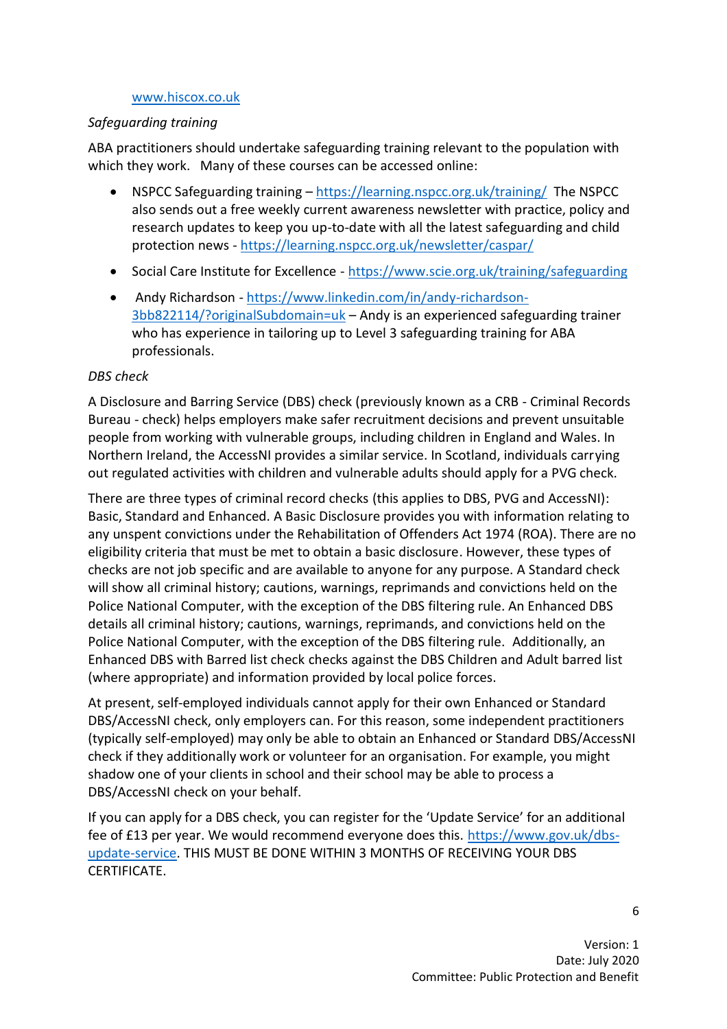www.hiscox.co.uk

*Safeguarding training*

ABA practitioners should undertake safeguarding training relevant to the population with which they work. Many of these courses can be accessed online:

- NSPCC Safeguarding training – https://learning.nspcc.org.uk/training/ The NSPCC also sends out a free weekly current awareness newsletter with practice, policy and research updates to keep you up-to-date with all the latest safeguarding and child protection news - https://learning.nspcc.org.uk/newsletter/caspar/
- Social Care Institute for Excellence - https://www.scie.org.uk/training/safeguarding
- Andy Richardson - https://www.linkedin.com/in/andy-richardson-3bb822114/?originalSubdomain=uk – Andy is an experienced safeguarding trainer who has experience in tailoring up to Level 3 safeguarding training for ABA professionals.

*DBS check*

A Disclosure and Barring Service (DBS) check (previously known as a CRB - Criminal Records Bureau - check) helps employers make safer recruitment decisions and prevent unsuitable people from working with vulnerable groups, including children in England and Wales. In Northern Ireland, the AccessNI provides a similar service. In Scotland, individuals carrying out regulated activities with children and vulnerable adults should apply for a PVG check.

There are three types of criminal record checks (this applies to DBS, PVG and AccessNI): Basic, Standard and Enhanced. A Basic Disclosure provides you with information relating to any unspent convictions under the Rehabilitation of Offenders Act 1974 (ROA). There are no eligibility criteria that must be met to obtain a basic disclosure. However, these types of checks are not job specific and are available to anyone for any purpose. A Standard check will show all criminal history; cautions, warnings, reprimands and convictions held on the Police National Computer, with the exception of the DBS filtering rule. An Enhanced DBS details all criminal history; cautions, warnings, reprimands, and convictions held on the Police National Computer, with the exception of the DBS filtering rule. Additionally, an Enhanced DBS with Barred list check checks against the DBS Children and Adult barred list (where appropriate) and information provided by local police forces.

At present, self-employed individuals cannot apply for their own Enhanced or Standard DBS/AccessNI check, only employers can. For this reason, some independent practitioners (typically self-employed) may only be able to obtain an Enhanced or Standard DBS/AccessNI check if they additionally work or volunteer for an organisation. For example, you might shadow one of your clients in school and their school may be able to process a DBS/AccessNI check on your behalf.

If you can apply for a DBS check, you can register for the 'Update Service' for an additional fee of £13 per year. We would recommend everyone does this. https://www.gov.uk/dbs-update-service. THIS MUST BE DONE WITHIN 3 MONTHS OF RECEIVING YOUR DBS CERTIFICATE.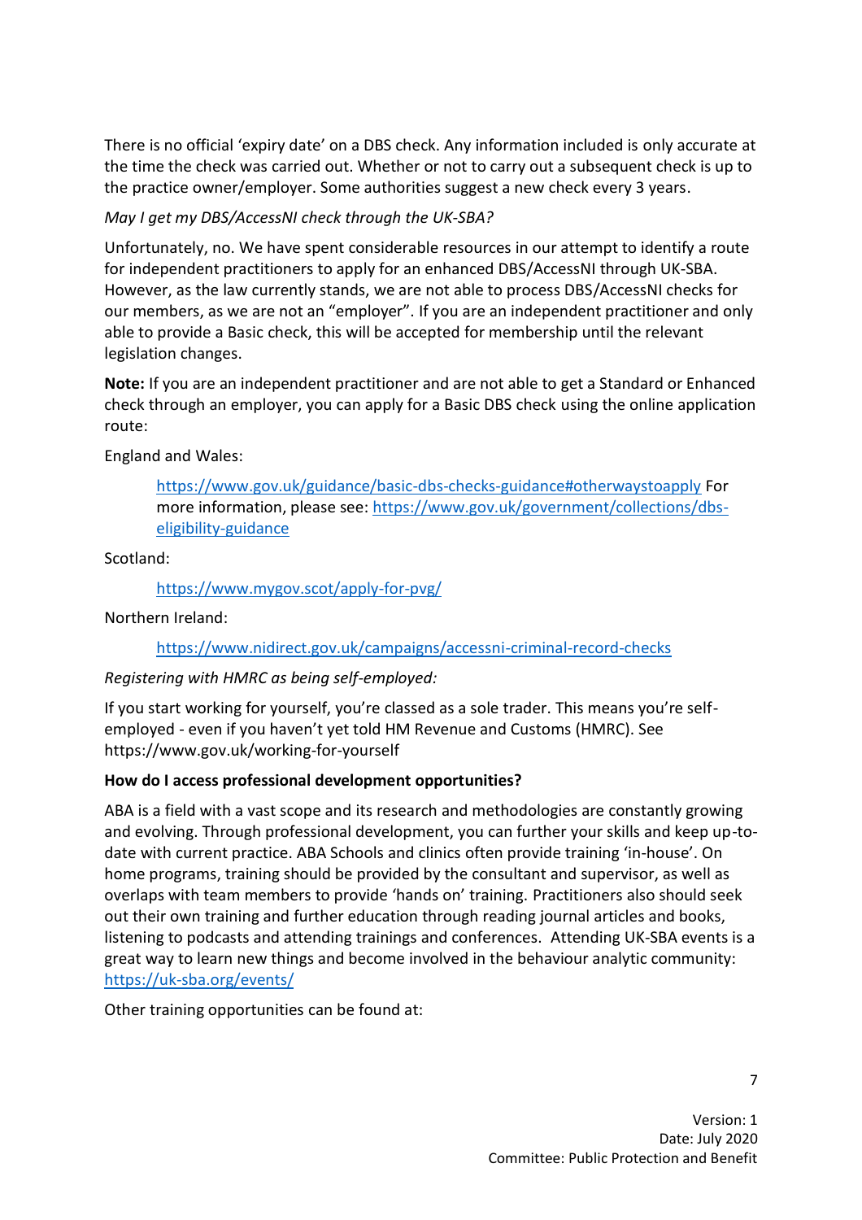There is no official 'expiry date' on a DBS check. Any information included is only accurate at the time the check was carried out. Whether or not to carry out a subsequent check is up to the practice owner/employer. Some authorities suggest a new check every 3 years.

*May I get my DBS/AccessNI check through the UK-SBA?*

Unfortunately, no. We have spent considerable resources in our attempt to identify a route for independent practitioners to apply for an enhanced DBS/AccessNI through UK-SBA. However, as the law currently stands, we are not able to process DBS/AccessNI checks for our members, as we are not an "employer". If you are an independent practitioner and only able to provide a Basic check, this will be accepted for membership until the relevant legislation changes.

**Note:** If you are an independent practitioner and are not able to get a Standard or Enhanced check through an employer, you can apply for a Basic DBS check using the online application route:

England and Wales:

> https://www.gov.uk/guidance/basic-dbs-checks-guidance#otherwaystoapply For more information, please see: https://www.gov.uk/government/collections/dbs-eligibility-guidance

Scotland:

> https://www.mygov.scot/apply-for-pvg/

Northern Ireland:

> https://www.nidirect.gov.uk/campaigns/accessni-criminal-record-checks

*Registering with HMRC as being self-employed:*

If you start working for yourself, you're classed as a sole trader. This means you're self-employed - even if you haven't yet told HM Revenue and Customs (HMRC). See https://www.gov.uk/working-for-yourself

**How do I access professional development opportunities?**

ABA is a field with a vast scope and its research and methodologies are constantly growing and evolving. Through professional development, you can further your skills and keep up-to-date with current practice. ABA Schools and clinics often provide training 'in-house'. On home programs, training should be provided by the consultant and supervisor, as well as overlaps with team members to provide 'hands on' training. Practitioners also should seek out their own training and further education through reading journal articles and books, listening to podcasts and attending trainings and conferences. Attending UK-SBA events is a great way to learn new things and become involved in the behaviour analytic community: https://uk-sba.org/events/

Other training opportunities can be found at: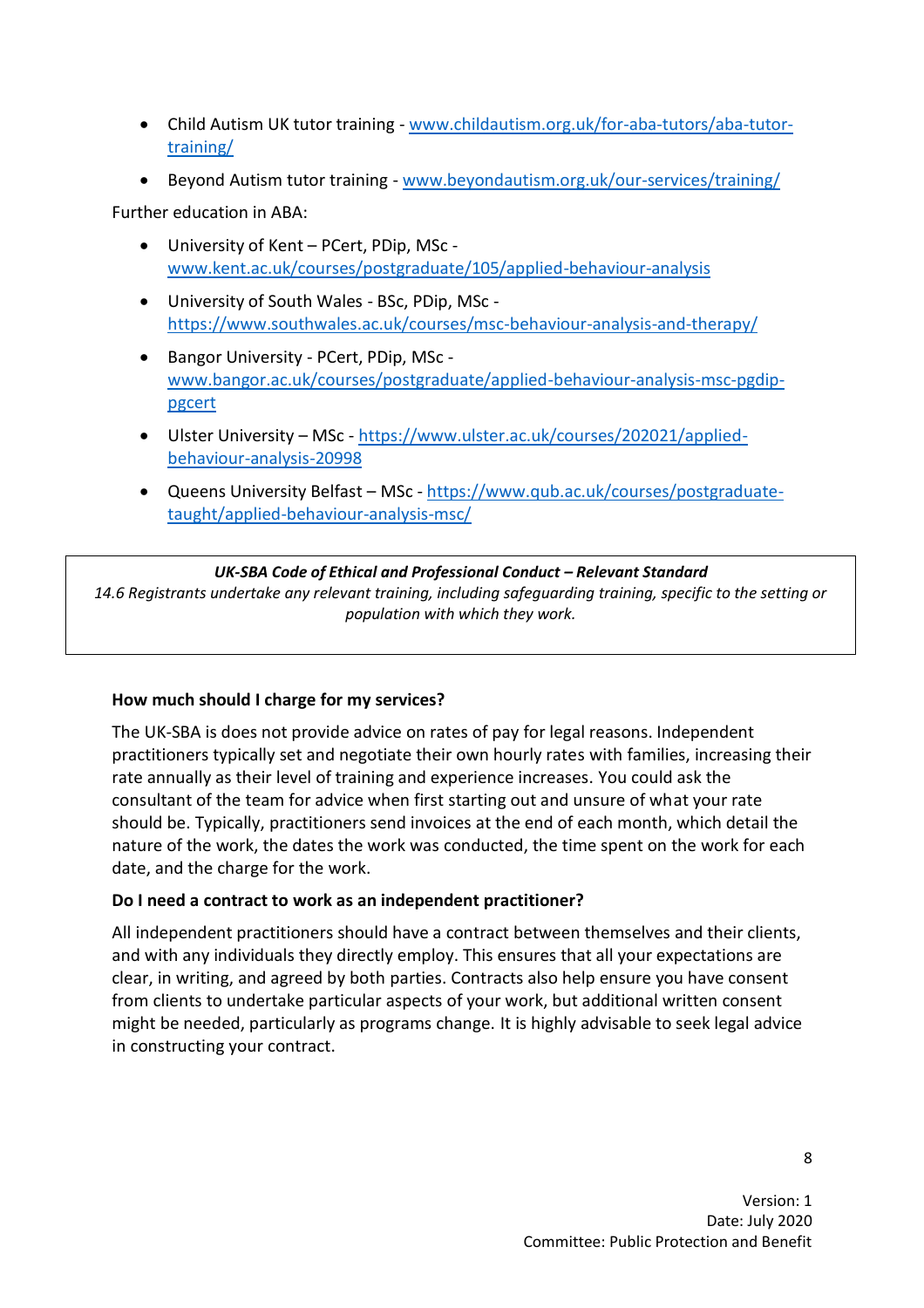- Child Autism UK tutor training - [www.childautism.org.uk/for-aba-tutors/aba-tutor-training/](www.childautism.org.uk/for-aba-tutors/aba-tutor-training/)
- Beyond Autism tutor training - [www.beyondautism.org.uk/our-services/training/](www.beyondautism.org.uk/our-services/training/)

Further education in ABA:

- University of Kent – PCert, PDip, MSc - [www.kent.ac.uk/courses/postgraduate/105/applied-behaviour-analysis](www.kent.ac.uk/courses/postgraduate/105/applied-behaviour-analysis)
- University of South Wales - BSc, PDip, MSc - [https://www.southwales.ac.uk/courses/msc-behaviour-analysis-and-therapy/](https://www.southwales.ac.uk/courses/msc-behaviour-analysis-and-therapy/)
- Bangor University - PCert, PDip, MSc - [www.bangor.ac.uk/courses/postgraduate/applied-behaviour-analysis-msc-pgdip-pgcert](www.bangor.ac.uk/courses/postgraduate/applied-behaviour-analysis-msc-pgdip-pgcert)
- Ulster University – MSc - [https://www.ulster.ac.uk/courses/202021/applied-behaviour-analysis-20998](https://www.ulster.ac.uk/courses/202021/applied-behaviour-analysis-20998)
- Queens University Belfast – MSc - [https://www.qub.ac.uk/courses/postgraduate-taught/applied-behaviour-analysis-msc/](https://www.qub.ac.uk/courses/postgraduate-taught/applied-behaviour-analysis-msc/)

> ***UK-SBA Code of Ethical and Professional Conduct – Relevant Standard***
>
> *14.6 Registrants undertake any relevant training, including safeguarding training, specific to the setting or population with which they work.*

**How much should I charge for my services?**

The UK-SBA is does not provide advice on rates of pay for legal reasons. Independent practitioners typically set and negotiate their own hourly rates with families, increasing their rate annually as their level of training and experience increases. You could ask the consultant of the team for advice when first starting out and unsure of what your rate should be. Typically, practitioners send invoices at the end of each month, which detail the nature of the work, the dates the work was conducted, the time spent on the work for each date, and the charge for the work.

**Do I need a contract to work as an independent practitioner?**

All independent practitioners should have a contract between themselves and their clients, and with any individuals they directly employ. This ensures that all your expectations are clear, in writing, and agreed by both parties. Contracts also help ensure you have consent from clients to undertake particular aspects of your work, but additional written consent might be needed, particularly as programs change. It is highly advisable to seek legal advice in constructing your contract.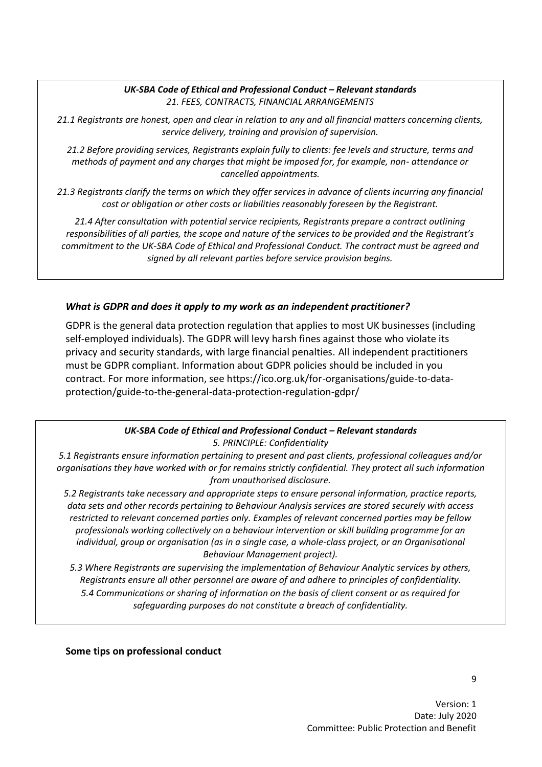***UK-SBA Code of Ethical and Professional Conduct – Relevant standards***
*21. FEES, CONTRACTS, FINANCIAL ARRANGEMENTS*

*21.1 Registrants are honest, open and clear in relation to any and all financial matters concerning clients, service delivery, training and provision of supervision.*

*21.2 Before providing services, Registrants explain fully to clients: fee levels and structure, terms and methods of payment and any charges that might be imposed for, for example, non- attendance or cancelled appointments.*

*21.3 Registrants clarify the terms on which they offer services in advance of clients incurring any financial cost or obligation or other costs or liabilities reasonably foreseen by the Registrant.*

*21.4 After consultation with potential service recipients, Registrants prepare a contract outlining responsibilities of all parties, the scope and nature of the services to be provided and the Registrant's commitment to the UK-SBA Code of Ethical and Professional Conduct. The contract must be agreed and signed by all relevant parties before service provision begins.*

### *What is GDPR and does it apply to my work as an independent practitioner?*

GDPR is the general data protection regulation that applies to most UK businesses (including self-employed individuals). The GDPR will levy harsh fines against those who violate its privacy and security standards, with large financial penalties. All independent practitioners must be GDPR compliant. Information about GDPR policies should be included in you contract. For more information, see https://ico.org.uk/for-organisations/guide-to-data-protection/guide-to-the-general-data-protection-regulation-gdpr/

***UK-SBA Code of Ethical and Professional Conduct – Relevant standards***
*5. PRINCIPLE: Confidentiality*

*5.1 Registrants ensure information pertaining to present and past clients, professional colleagues and/or organisations they have worked with or for remains strictly confidential. They protect all such information from unauthorised disclosure.*

*5.2 Registrants take necessary and appropriate steps to ensure personal information, practice reports, data sets and other records pertaining to Behaviour Analysis services are stored securely with access restricted to relevant concerned parties only. Examples of relevant concerned parties may be fellow professionals working collectively on a behaviour intervention or skill building programme for an individual, group or organisation (as in a single case, a whole-class project, or an Organisational Behaviour Management project).*

*5.3 Where Registrants are supervising the implementation of Behaviour Analytic services by others, Registrants ensure all other personnel are aware of and adhere to principles of confidentiality.*

*5.4 Communications or sharing of information on the basis of client consent or as required for safeguarding purposes do not constitute a breach of confidentiality.*

**Some tips on professional conduct**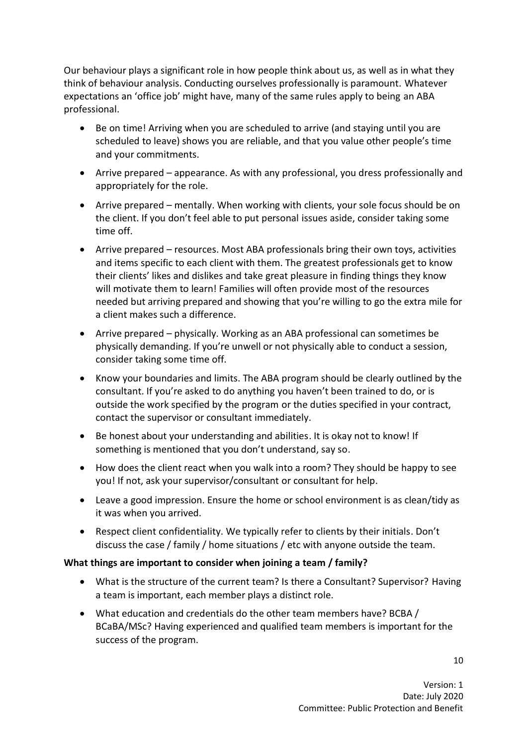Our behaviour plays a significant role in how people think about us, as well as in what they think of behaviour analysis. Conducting ourselves professionally is paramount. Whatever expectations an 'office job' might have, many of the same rules apply to being an ABA professional.

- Be on time! Arriving when you are scheduled to arrive (and staying until you are scheduled to leave) shows you are reliable, and that you value other people's time and your commitments.
- Arrive prepared – appearance. As with any professional, you dress professionally and appropriately for the role.
- Arrive prepared – mentally. When working with clients, your sole focus should be on the client. If you don't feel able to put personal issues aside, consider taking some time off.
- Arrive prepared – resources. Most ABA professionals bring their own toys, activities and items specific to each client with them. The greatest professionals get to know their clients' likes and dislikes and take great pleasure in finding things they know will motivate them to learn! Families will often provide most of the resources needed but arriving prepared and showing that you're willing to go the extra mile for a client makes such a difference.
- Arrive prepared – physically. Working as an ABA professional can sometimes be physically demanding. If you're unwell or not physically able to conduct a session, consider taking some time off.
- Know your boundaries and limits. The ABA program should be clearly outlined by the consultant. If you're asked to do anything you haven't been trained to do, or is outside the work specified by the program or the duties specified in your contract, contact the supervisor or consultant immediately.
- Be honest about your understanding and abilities. It is okay not to know! If something is mentioned that you don't understand, say so.
- How does the client react when you walk into a room? They should be happy to see you! If not, ask your supervisor/consultant or consultant for help.
- Leave a good impression. Ensure the home or school environment is as clean/tidy as it was when you arrived.
- Respect client confidentiality. We typically refer to clients by their initials. Don't discuss the case / family / home situations / etc with anyone outside the team.

**What things are important to consider when joining a team / family?**

- What is the structure of the current team? Is there a Consultant? Supervisor? Having a team is important, each member plays a distinct role.
- What education and credentials do the other team members have? BCBA / BCaBA/MSc? Having experienced and qualified team members is important for the success of the program.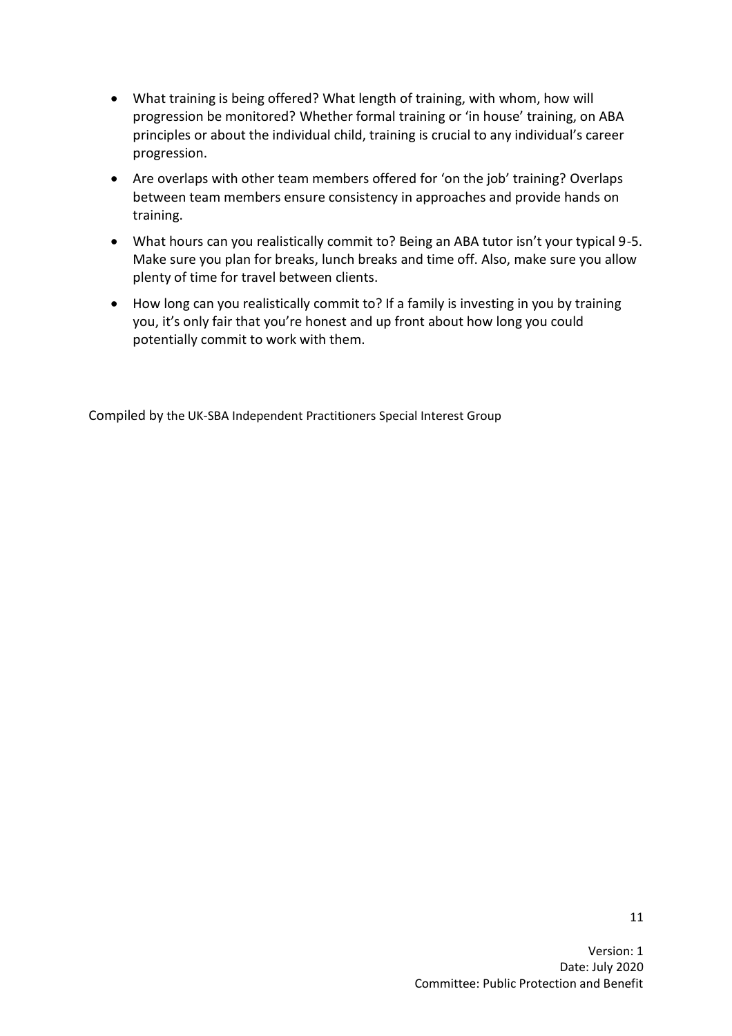- What training is being offered? What length of training, with whom, how will progression be monitored? Whether formal training or 'in house' training, on ABA principles or about the individual child, training is crucial to any individual's career progression.
- Are overlaps with other team members offered for 'on the job' training? Overlaps between team members ensure consistency in approaches and provide hands on training.
- What hours can you realistically commit to? Being an ABA tutor isn't your typical 9-5. Make sure you plan for breaks, lunch breaks and time off. Also, make sure you allow plenty of time for travel between clients.
- How long can you realistically commit to? If a family is investing in you by training you, it's only fair that you're honest and up front about how long you could potentially commit to work with them.

Compiled by the UK-SBA Independent Practitioners Special Interest Group